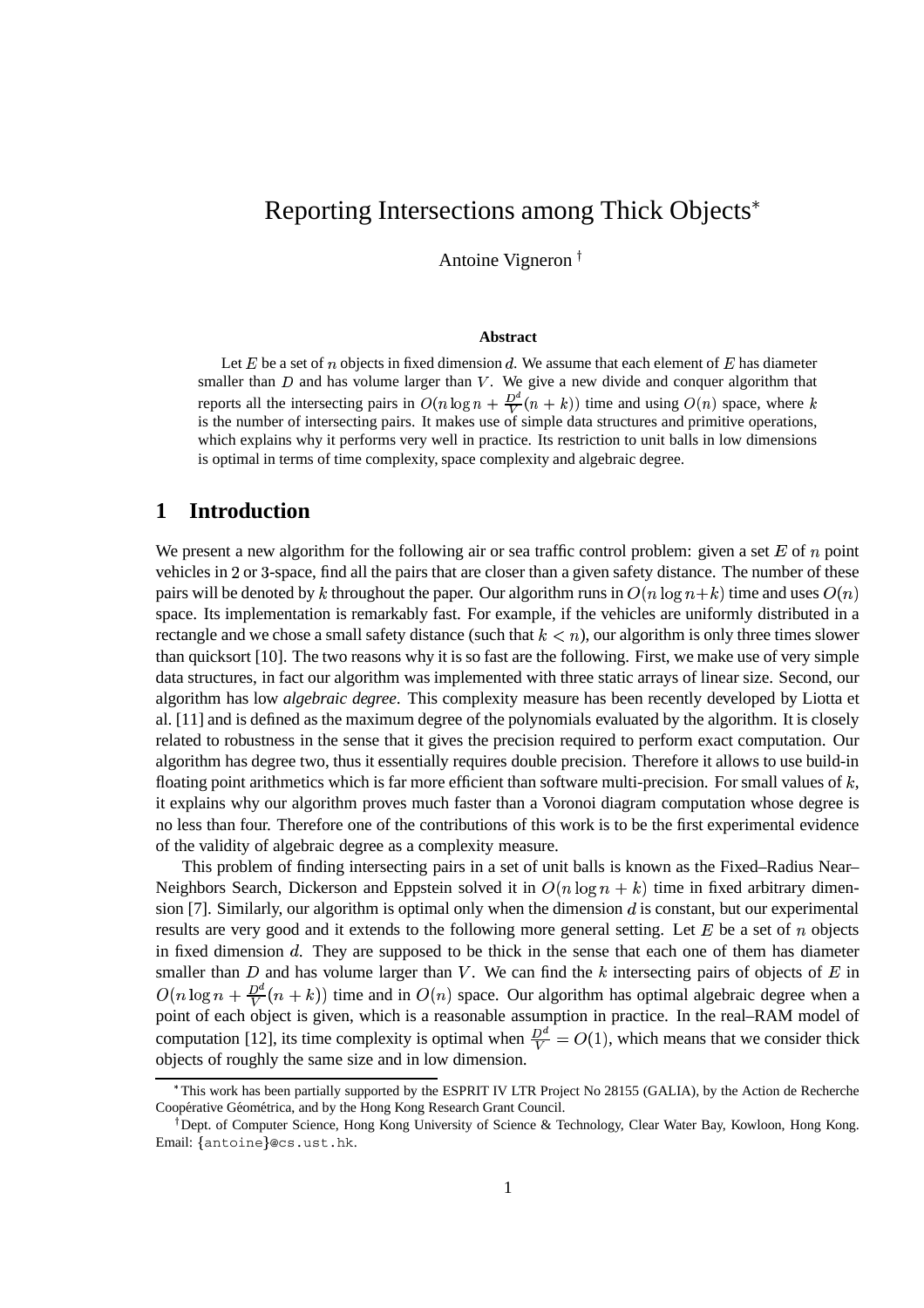# Reporting Intersections among Thick Objects*

Antoine Vigneron †

### Abstract

Let $E$ be a set of $n$ objects in fixed dimension $d$. We assume that each element of $E$ has diameter smaller than $D$ and has volume larger than $V$. We give a new divide and conquer algorithm that reports all the intersecting pairs in $O(n \log n + \frac{D^d}{V}(n+k))$ time and using $O(n)$ space, where $k$ is the number of intersecting pairs. It makes use of simple data structures and primitive operations, which explains why it performs very well in practice. Its restriction to unit balls in low dimensions is optimal in terms of time complexity, space complexity and algebraic degree.

## 1 Introduction

We present a new algorithm for the following air or sea traffic control problem: given a set $E$ of $n$ point vehicles in 2 or 3-space, find all the pairs that are closer than a given safety distance. The number of these pairs will be denoted by $k$ throughout the paper. Our algorithm runs in $O(n \log n + k)$ time and uses $O(n)$ space. Its implementation is remarkably fast. For example, if the vehicles are uniformly distributed in a rectangle and we chose a small safety distance (such that $k < n$), our algorithm is only three times slower than quicksort [10]. The two reasons why it is so fast are the following. First, we make use of very simple data structures, in fact our algorithm was implemented with three static arrays of linear size. Second, our algorithm has low *algebraic degree*. This complexity measure has been recently developed by Liotta et al. [11] and is defined as the maximum degree of the polynomials evaluated by the algorithm. It is closely related to robustness in the sense that it gives the precision required to perform exact computation. Our algorithm has degree two, thus it essentially requires double precision. Therefore it allows to use build-in floating point arithmetics which is far more efficient than software multi-precision. For small values of $k$, it explains why our algorithm proves much faster than a Voronoi diagram computation whose degree is no less than four. Therefore one of the contributions of this work is to be the first experimental evidence of the validity of algebraic degree as a complexity measure.

This problem of finding intersecting pairs in a set of unit balls is known as the Fixed–Radius Near–Neighbors Search, Dickerson and Eppstein solved it in $O(n \log n + k)$ time in fixed arbitrary dimension [7]. Similarly, our algorithm is optimal only when the dimension $d$ is constant, but our experimental results are very good and it extends to the following more general setting. Let $E$ be a set of $n$ objects in fixed dimension $d$. They are supposed to be thick in the sense that each one of them has diameter smaller than $D$ and has volume larger than $V$. We can find the $k$ intersecting pairs of objects of $E$ in $O(n \log n + \frac{D^d}{V}(n+k))$ time and in $O(n)$ space. Our algorithm has optimal algebraic degree when a point of each object is given, which is a reasonable assumption in practice. In the real–RAM model of computation [12], its time complexity is optimal when $\frac{D^d}{V} = O(1)$, which means that we consider thick objects of roughly the same size and in low dimension.

*This work has been partially supported by the ESPRIT IV LTR Project No 28155 (GALIA), by the Action de Recherche Coopérative Géométrica, and by the Hong Kong Research Grant Council.

†Dept. of Computer Science, Hong Kong University of Science & Technology, Clear Water Bay, Kowloon, Hong Kong. Email: {antoine}@cs.ust.hk.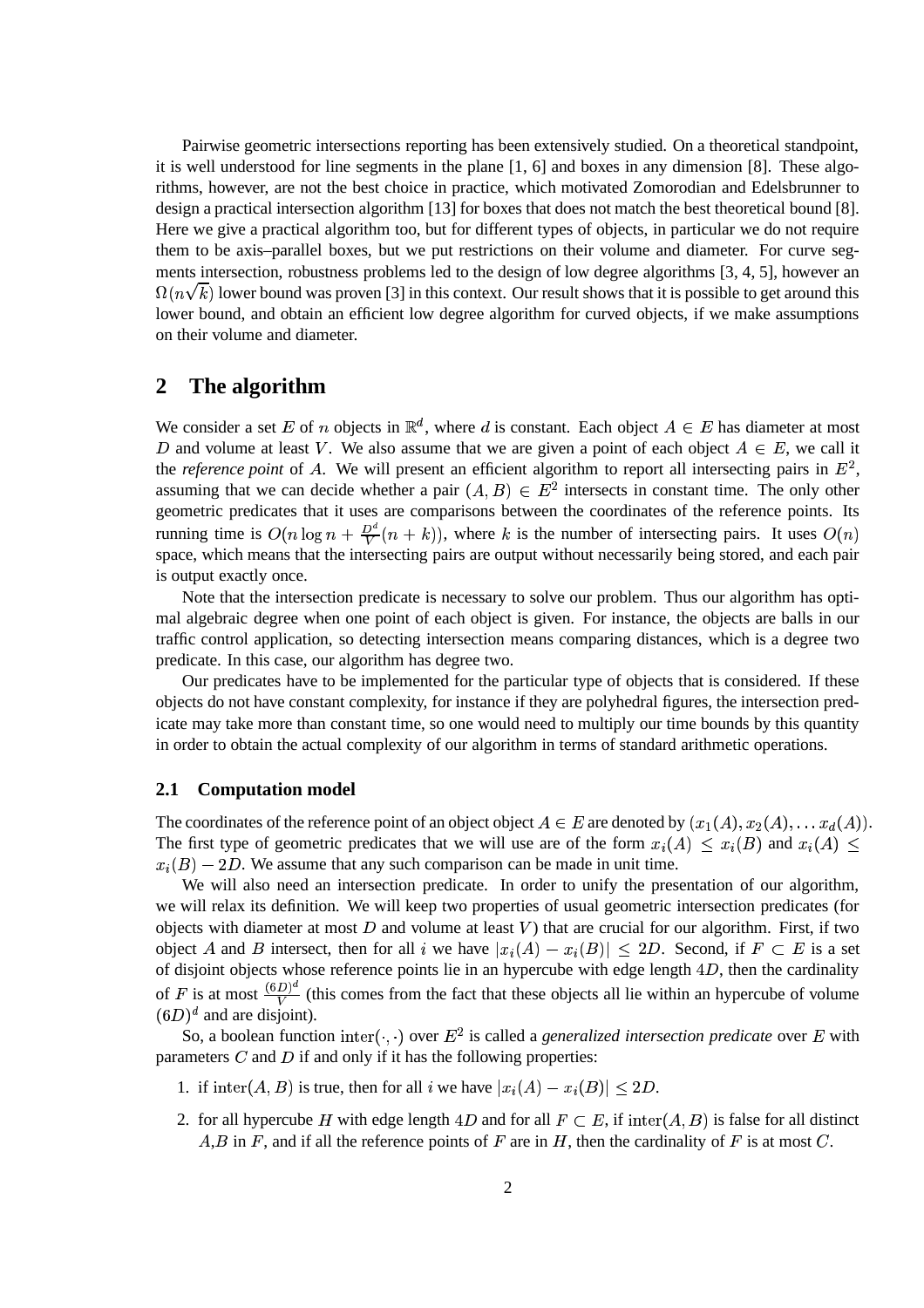Pairwise geometric intersections reporting has been extensively studied. On a theoretical standpoint, it is well understood for line segments in the plane [1, 6] and boxes in any dimension [8]. These algorithms, however, are not the best choice in practice, which motivated Zomorodian and Edelsbrunner to design a practical intersection algorithm [13] for boxes that does not match the best theoretical bound [8]. Here we give a practical algorithm too, but for different types of objects, in particular we do not require them to be axis–parallel boxes, but we put restrictions on their volume and diameter. For curve segments intersection, robustness problems led to the design of low degree algorithms [3, 4, 5], however an $\Omega(n\sqrt{k})$ lower bound was proven [3] in this context. Our result shows that it is possible to get around this lower bound, and obtain an efficient low degree algorithm for curved objects, if we make assumptions on their volume and diameter.

## 2 The algorithm

We consider a set $E$ of $n$ objects in $\mathbb{R}^d$, where $d$ is constant. Each object $A \in E$ has diameter at most $D$ and volume at least $V$. We also assume that we are given a point of each object $A \in E$, we call it the *reference point* of $A$. We will present an efficient algorithm to report all intersecting pairs in $E^2$, assuming that we can decide whether a pair $(A, B) \in E^2$ intersects in constant time. The only other geometric predicates that it uses are comparisons between the coordinates of the reference points. Its running time is $O(n \log n + \frac{D^d}{V}(n + k))$, where $k$ is the number of intersecting pairs. It uses $O(n)$ space, which means that the intersecting pairs are output without necessarily being stored, and each pair is output exactly once.

Note that the intersection predicate is necessary to solve our problem. Thus our algorithm has optimal algebraic degree when one point of each object is given. For instance, the objects are balls in our traffic control application, so detecting intersection means comparing distances, which is a degree two predicate. In this case, our algorithm has degree two.

Our predicates have to be implemented for the particular type of objects that is considered. If these objects do not have constant complexity, for instance if they are polyhedral figures, the intersection predicate may take more than constant time, so one would need to multiply our time bounds by this quantity in order to obtain the actual complexity of our algorithm in terms of standard arithmetic operations.

### 2.1 Computation model

The coordinates of the reference point of an object object $A \in E$ are denoted by $(x_1(A), x_2(A), \ldots x_d(A))$. The first type of geometric predicates that we will use are of the form $x_i(A) \leq x_i(B)$ and $x_i(A) \leq x_i(B) - 2D$. We assume that any such comparison can be made in unit time.

We will also need an intersection predicate. In order to unify the presentation of our algorithm, we will relax its definition. We will keep two properties of usual geometric intersection predicates (for objects with diameter at most $D$ and volume at least $V$) that are crucial for our algorithm. First, if two object $A$ and $B$ intersect, then for all $i$ we have $|x_i(A) - x_i(B)| \leq 2D$. Second, if $F \subset E$ is a set of disjoint objects whose reference points lie in an hypercube with edge length $4D$, then the cardinality of $F$ is at most $\frac{(6D)^d}{V}$ (this comes from the fact that these objects all lie within an hypercube of volume $(6D)^d$ and are disjoint).

So, a boolean function $\mathrm{inter}(\cdot,\cdot)$ over $E^2$ is called a *generalized intersection predicate* over $E$ with parameters $C$ and $D$ if and only if it has the following properties:

1. if $\mathrm{inter}(A, B)$ is true, then for all $i$ we have $|x_i(A) - x_i(B)| \leq 2D$.
2. for all hypercube $H$ with edge length $4D$ and for all $F \subset E$, if $\mathrm{inter}(A, B)$ is false for all distinct $A$,$B$ in $F$, and if all the reference points of $F$ are in $H$, then the cardinality of $F$ is at most $C$.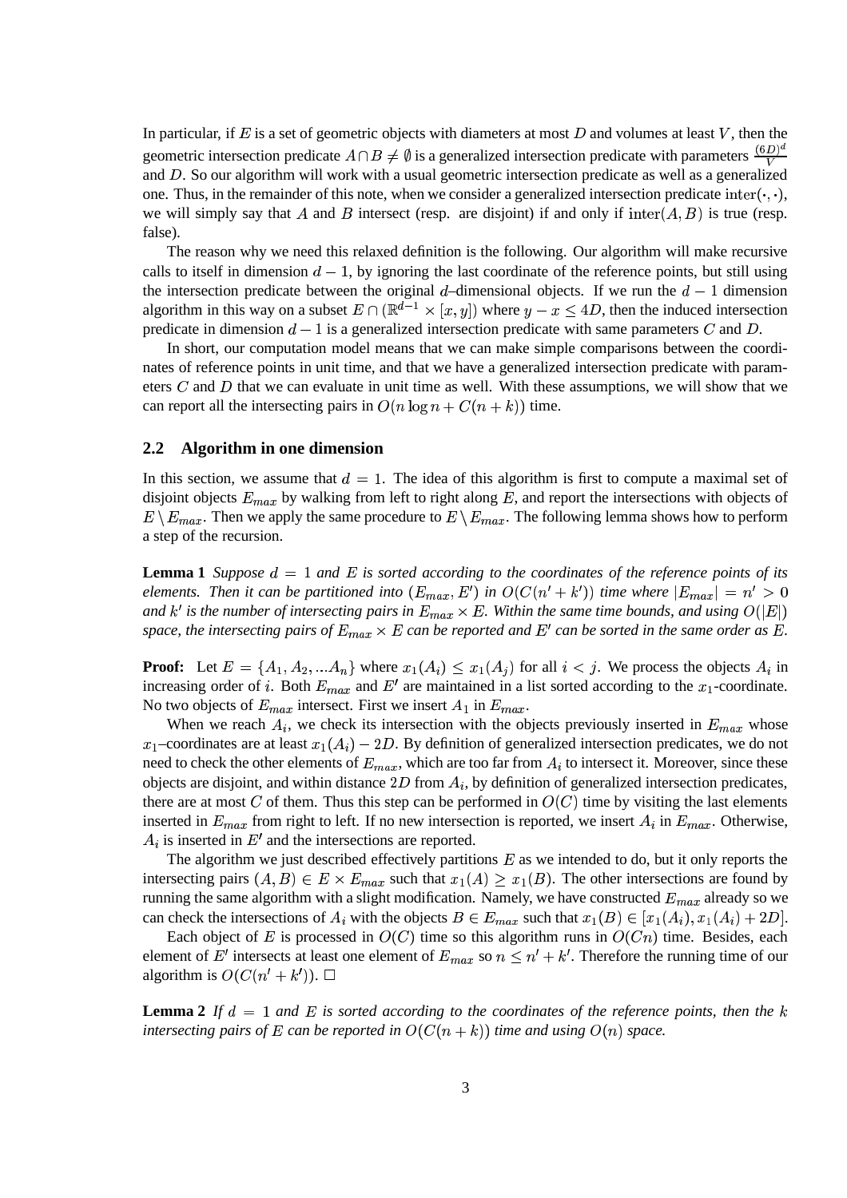In particular, if $E$ is a set of geometric objects with diameters at most $D$ and volumes at least $V$, then the geometric intersection predicate $A \cap B \neq \emptyset$ is a generalized intersection predicate with parameters $\frac{(6D)^d}{V}$ and $D$. So our algorithm will work with a usual geometric intersection predicate as well as a generalized one. Thus, in the remainder of this note, when we consider a generalized intersection predicate $\text{inter}(\cdot,\cdot)$, we will simply say that $A$ and $B$ intersect (resp. are disjoint) if and only if $\text{inter}(A, B)$ is true (resp. false).

The reason why we need this relaxed definition is the following. Our algorithm will make recursive calls to itself in dimension $d-1$, by ignoring the last coordinate of the reference points, but still using the intersection predicate between the original $d$–dimensional objects. If we run the $d-1$ dimension algorithm in this way on a subset $E \cap (\mathbb{R}^{d-1} \times [x, y])$ where $y - x \leq 4D$, then the induced intersection predicate in dimension $d-1$ is a generalized intersection predicate with same parameters $C$ and $D$.

In short, our computation model means that we can make simple comparisons between the coordinates of reference points in unit time, and that we have a generalized intersection predicate with parameters $C$ and $D$ that we can evaluate in unit time as well. With these assumptions, we will show that we can report all the intersecting pairs in $O(n \log n + C(n + k))$ time.

### 2.2 Algorithm in one dimension

In this section, we assume that $d = 1$. The idea of this algorithm is first to compute a maximal set of disjoint objects $E_{max}$ by walking from left to right along $E$, and report the intersections with objects of $E \setminus E_{max}$. Then we apply the same procedure to $E \setminus E_{max}$. The following lemma shows how to perform a step of the recursion.

**Lemma 1** *Suppose $d = 1$ and $E$ is sorted according to the coordinates of the reference points of its elements. Then it can be partitioned into $(E_{max}, E')$ in $O(C(n' + k'))$ time where $|E_{max}| = n' > 0$ and $k'$ is the number of intersecting pairs in $E_{max} \times E$. Within the same time bounds, and using $O(|E|)$ space, the intersecting pairs of $E_{max} \times E$ can be reported and $E'$ can be sorted in the same order as $E$.*

**Proof:** Let $E = \{A_1, A_2, ...A_n\}$ where $x_1(A_i) \leq x_1(A_j)$ for all $i < j$. We process the objects $A_i$ in increasing order of $i$. Both $E_{max}$ and $E'$ are maintained in a list sorted according to the $x_1$-coordinate. No two objects of $E_{max}$ intersect. First we insert $A_1$ in $E_{max}$.

When we reach $A_i$, we check its intersection with the objects previously inserted in $E_{max}$ whose $x_1$–coordinates are at least $x_1(A_i) - 2D$. By definition of generalized intersection predicates, we do not need to check the other elements of $E_{max}$, which are too far from $A_i$ to intersect it. Moreover, since these objects are disjoint, and within distance $2D$ from $A_i$, by definition of generalized intersection predicates, there are at most $C$ of them. Thus this step can be performed in $O(C)$ time by visiting the last elements inserted in $E_{max}$ from right to left. If no new intersection is reported, we insert $A_i$ in $E_{max}$. Otherwise, $A_i$ is inserted in $E'$ and the intersections are reported.

The algorithm we just described effectively partitions $E$ as we intended to do, but it only reports the intersecting pairs $(A, B) \in E \times E_{max}$ such that $x_1(A) \geq x_1(B)$. The other intersections are found by running the same algorithm with a slight modification. Namely, we have constructed $E_{max}$ already so we can check the intersections of $A_i$ with the objects $B \in E_{max}$ such that $x_1(B) \in [x_1(A_i), x_1(A_i) + 2D]$.

Each object of $E$ is processed in $O(C)$ time so this algorithm runs in $O(Cn)$ time. Besides, each element of $E'$ intersects at least one element of $E_{max}$ so $n \leq n' + k'$. Therefore the running time of our algorithm is $O(C(n' + k'))$. $\square$

**Lemma 2** *If $d = 1$ and $E$ is sorted according to the coordinates of the reference points, then the $k$ intersecting pairs of $E$ can be reported in $O(C(n + k))$ time and using $O(n)$ space.*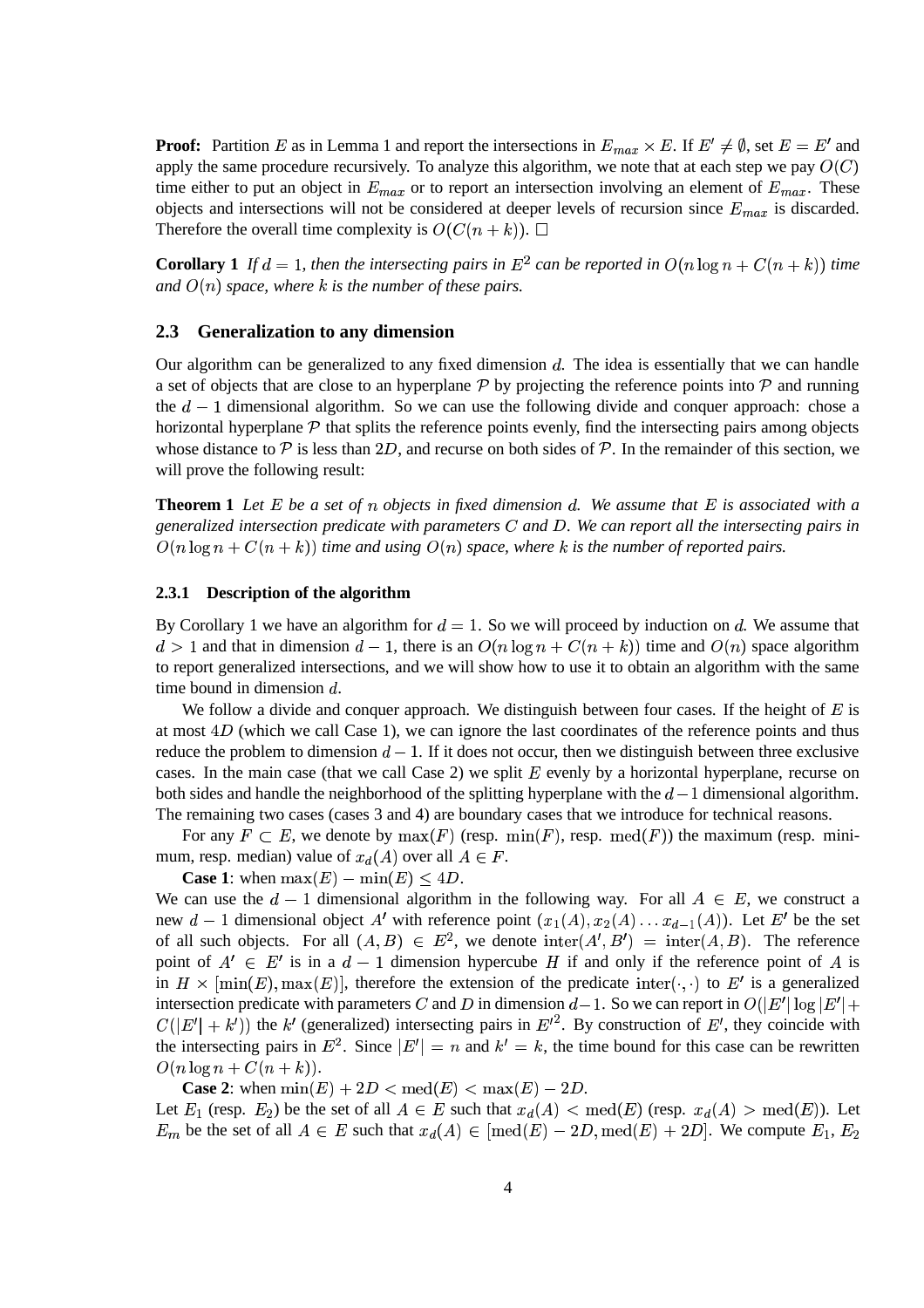**Proof:** Partition $E$ as in Lemma 1 and report the intersections in $E_{max} \times E$. If $E' \neq \emptyset$, set $E = E'$ and apply the same procedure recursively. To analyze this algorithm, we note that at each step we pay $O(C)$ time either to put an object in $E_{max}$ or to report an intersection involving an element of $E_{max}$. These objects and intersections will not be considered at deeper levels of recursion since $E_{max}$ is discarded. Therefore the overall time complexity is $O(C(n+k))$. $\square$

**Corollary 1** *If $d = 1$, then the intersecting pairs in $E^2$ can be reported in $O(n \log n + C(n+k))$ time and $O(n)$ space, where $k$ is the number of these pairs.*

### 2.3 Generalization to any dimension

Our algorithm can be generalized to any fixed dimension $d$. The idea is essentially that we can handle a set of objects that are close to an hyperplane $\mathcal{P}$ by projecting the reference points into $\mathcal{P}$ and running the $d-1$ dimensional algorithm. So we can use the following divide and conquer approach: chose a horizontal hyperplane $\mathcal{P}$ that splits the reference points evenly, find the intersecting pairs among objects whose distance to $\mathcal{P}$ is less than $2D$, and recurse on both sides of $\mathcal{P}$. In the remainder of this section, we will prove the following result:

**Theorem 1** *Let $E$ be a set of $n$ objects in fixed dimension $d$. We assume that $E$ is associated with a generalized intersection predicate with parameters $C$ and $D$. We can report all the intersecting pairs in $O(n \log n + C(n+k))$ time and using $O(n)$ space, where $k$ is the number of reported pairs.*

#### 2.3.1 Description of the algorithm

By Corollary 1 we have an algorithm for $d = 1$. So we will proceed by induction on $d$. We assume that $d > 1$ and that in dimension $d-1$, there is an $O(n \log n + C(n+k))$ time and $O(n)$ space algorithm to report generalized intersections, and we will show how to use it to obtain an algorithm with the same time bound in dimension $d$.

We follow a divide and conquer approach. We distinguish between four cases. If the height of $E$ is at most $4D$ (which we call Case 1), we can ignore the last coordinates of the reference points and thus reduce the problem to dimension $d-1$. If it does not occur, then we distinguish between three exclusive cases. In the main case (that we call Case 2) we split $E$ evenly by a horizontal hyperplane, recurse on both sides and handle the neighborhood of the splitting hyperplane with the $d-1$ dimensional algorithm. The remaining two cases (cases 3 and 4) are boundary cases that we introduce for technical reasons.

For any $F \subset E$, we denote by $\max(F)$ (resp. $\min(F)$, resp. $\text{med}(F)$) the maximum (resp. minimum, resp. median) value of $x_d(A)$ over all $A \in F$.

**Case 1**: when $\max(E) - \min(E) \leq 4D$.
We can use the $d-1$ dimensional algorithm in the following way. For all $A \in E$, we construct a new $d-1$ dimensional object $A'$ with reference point $(x_1(A), x_2(A) \dots x_{d-1}(A))$. Let $E'$ be the set of all such objects. For all $(A, B) \in E^2$, we denote $\text{inter}(A', B') = \text{inter}(A, B)$. The reference point of $A' \in E'$ is in a $d-1$ dimension hypercube $H$ if and only if the reference point of $A$ is in $H \times [\min(E), \max(E)]$, therefore the extension of the predicate $\text{inter}(\cdot, \cdot)$ to $E'$ is a generalized intersection predicate with parameters $C$ and $D$ in dimension $d-1$. So we can report in $O(|E'| \log |E'| + C(|E'| + k'))$ the $k'$ (generalized) intersecting pairs in $E'^2$. By construction of $E'$, they coincide with the intersecting pairs in $E^2$. Since $|E'| = n$ and $k' = k$, the time bound for this case can be rewritten $O(n \log n + C(n+k))$.

**Case 2**: when $\min(E) + 2D < \text{med}(E) < \max(E) - 2D$.
Let $E_1$ (resp. $E_2$) be the set of all $A \in E$ such that $x_d(A) < \text{med}(E)$ (resp. $x_d(A) > \text{med}(E)$). Let $E_m$ be the set of all $A \in E$ such that $x_d(A) \in [\text{med}(E) - 2D, \text{med}(E) + 2D]$. We compute $E_1$, $E_2$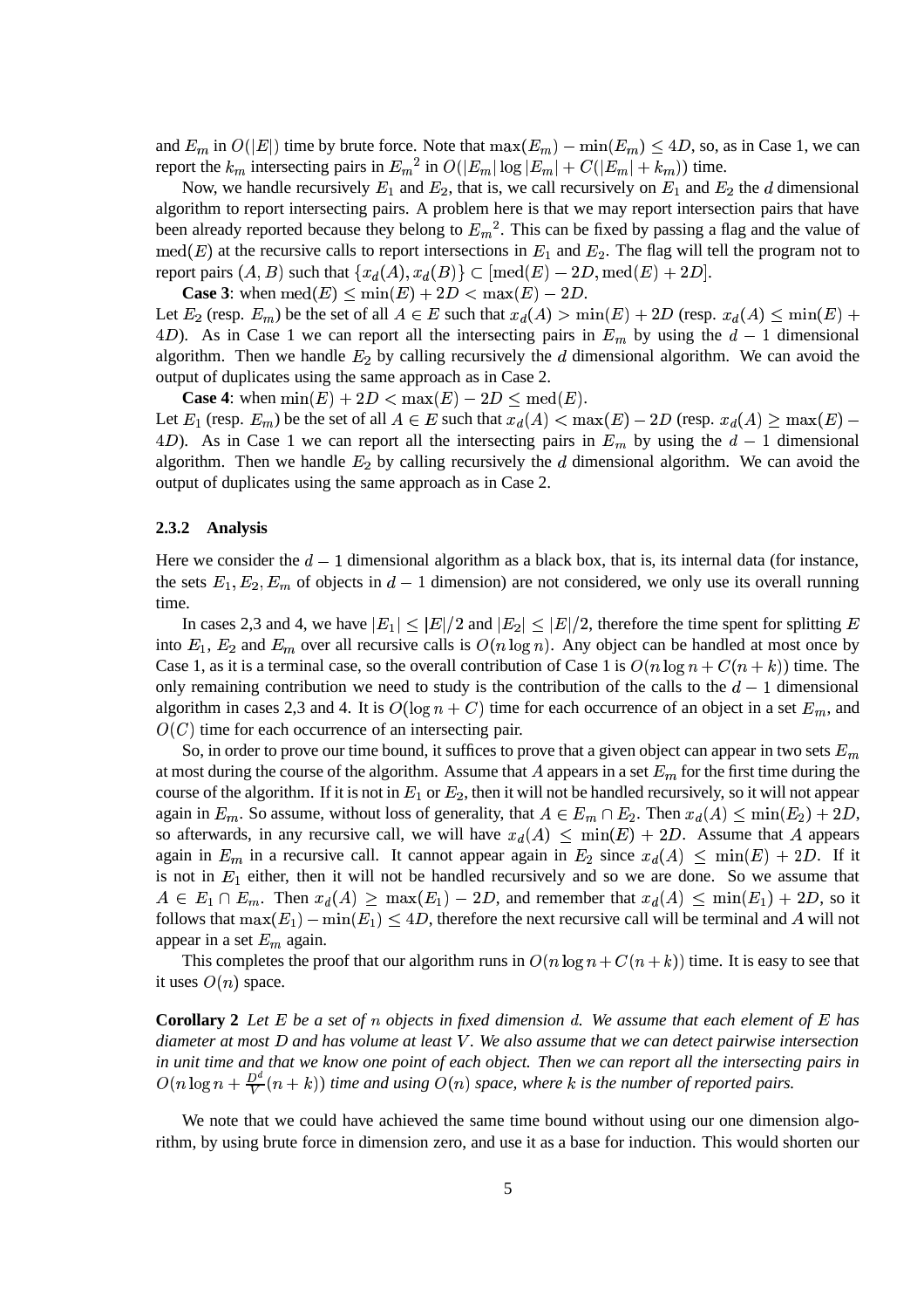and $E_m$ in $O(|E|)$ time by brute force. Note that $\max(E_m) - \min(E_m) \leq 4D$, so, as in Case 1, we can report the $k_m$ intersecting pairs in ${E_m}^2$ in $O(|E_m| \log |E_m| + C(|E_m| + k_m))$ time.

Now, we handle recursively $E_1$ and $E_2$, that is, we call recursively on $E_1$ and $E_2$ the $d$ dimensional algorithm to report intersecting pairs. A problem here is that we may report intersection pairs that have been already reported because they belong to ${E_m}^2$. This can be fixed by passing a flag and the value of $\mathrm{med}(E)$ at the recursive calls to report intersections in $E_1$ and $E_2$. The flag will tell the program not to report pairs $(A, B)$ such that $\{x_d(A), x_d(B)\} \subset [\mathrm{med}(E) - 2D, \mathrm{med}(E) + 2D]$.

**Case 3**: when $\mathrm{med}(E) \leq \min(E) + 2D < \max(E) - 2D$.
Let $E_2$ (resp. $E_m$) be the set of all $A \in E$ such that $x_d(A) > \min(E) + 2D$ (resp. $x_d(A) \leq \min(E) + 4D$). As in Case 1 we can report all the intersecting pairs in $E_m$ by using the $d-1$ dimensional algorithm. Then we handle $E_2$ by calling recursively the $d$ dimensional algorithm. We can avoid the output of duplicates using the same approach as in Case 2.

**Case 4**: when $\min(E) + 2D < \max(E) - 2D \leq \mathrm{med}(E)$.
Let $E_1$ (resp. $E_m$) be the set of all $A \in E$ such that $x_d(A) < \max(E) - 2D$ (resp. $x_d(A) \geq \max(E) - 4D$). As in Case 1 we can report all the intersecting pairs in $E_m$ by using the $d-1$ dimensional algorithm. Then we handle $E_2$ by calling recursively the $d$ dimensional algorithm. We can avoid the output of duplicates using the same approach as in Case 2.

### 2.3.2 Analysis

Here we consider the $d-1$ dimensional algorithm as a black box, that is, its internal data (for instance, the sets $E_1, E_2, E_m$ of objects in $d-1$ dimension) are not considered, we only use its overall running time.

In cases 2,3 and 4, we have $|E_1| \leq |E|/2$ and $|E_2| \leq |E|/2$, therefore the time spent for splitting $E$ into $E_1$, $E_2$ and $E_m$ over all recursive calls is $O(n \log n)$. Any object can be handled at most once by Case 1, as it is a terminal case, so the overall contribution of Case 1 is $O(n \log n + C(n+k))$ time. The only remaining contribution we need to study is the contribution of the calls to the $d-1$ dimensional algorithm in cases 2,3 and 4. It is $O(\log n + C)$ time for each occurrence of an object in a set $E_m$, and $O(C)$ time for each occurrence of an intersecting pair.

So, in order to prove our time bound, it suffices to prove that a given object can appear in two sets $E_m$ at most during the course of the algorithm. Assume that $A$ appears in a set $E_m$ for the first time during the course of the algorithm. If it is not in $E_1$ or $E_2$, then it will not be handled recursively, so it will not appear again in $E_m$. So assume, without loss of generality, that $A \in E_m \cap E_2$. Then $x_d(A) \leq \min(E_2) + 2D$, so afterwards, in any recursive call, we will have $x_d(A) \leq \min(E) + 2D$. Assume that $A$ appears again in $E_m$ in a recursive call. It cannot appear again in $E_2$ since $x_d(A) \leq \min(E) + 2D$. If it is not in $E_1$ either, then it will not be handled recursively and so we are done. So we assume that $A \in E_1 \cap E_m$. Then $x_d(A) \geq \max(E_1) - 2D$, and remember that $x_d(A) \leq \min(E_1) + 2D$, so it follows that $\max(E_1) - \min(E_1) \leq 4D$, therefore the next recursive call will be terminal and $A$ will not appear in a set $E_m$ again.

This completes the proof that our algorithm runs in $O(n \log n + C(n+k))$ time. It is easy to see that it uses $O(n)$ space.

**Corollary 2** *Let $E$ be a set of $n$ objects in fixed dimension $d$. We assume that each element of $E$ has diameter at most $D$ and has volume at least $V$. We also assume that we can detect pairwise intersection in unit time and that we know one point of each object. Then we can report all the intersecting pairs in $O(n \log n + \frac{D^d}{V}(n+k))$ time and using $O(n)$ space, where $k$ is the number of reported pairs.*

We note that we could have achieved the same time bound without using our one dimension algorithm, by using brute force in dimension zero, and use it as a base for induction. This would shorten our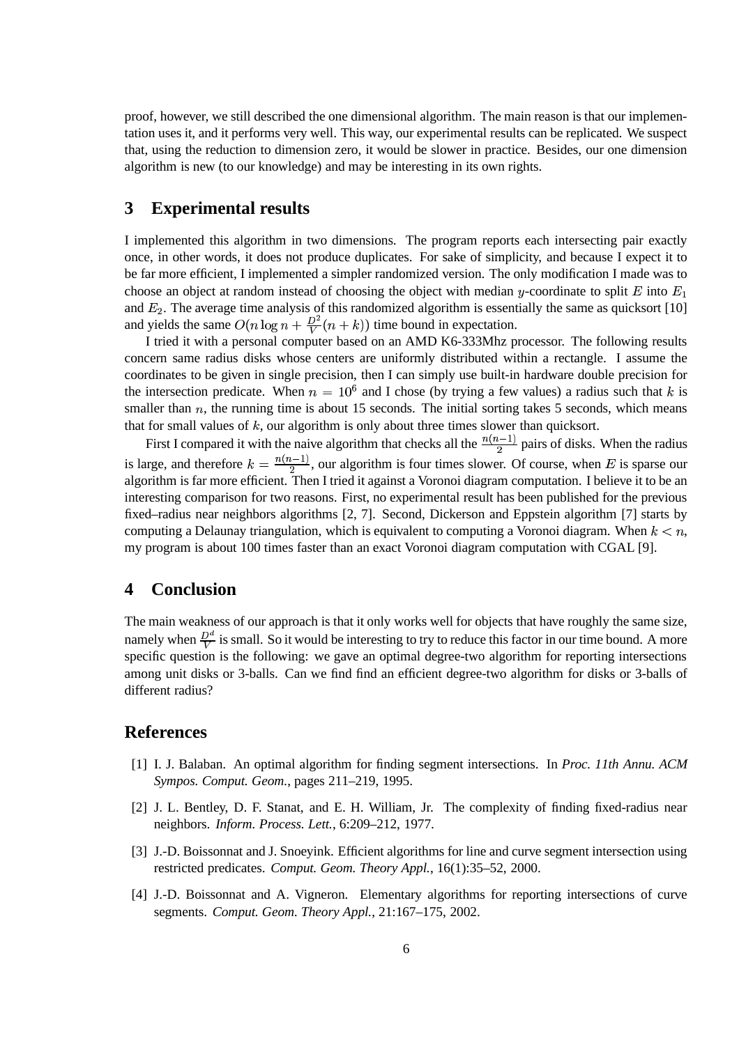proof, however, we still described the one dimensional algorithm. The main reason is that our implementation uses it, and it performs very well. This way, our experimental results can be replicated. We suspect that, using the reduction to dimension zero, it would be slower in practice. Besides, our one dimension algorithm is new (to our knowledge) and may be interesting in its own rights.

## 3 Experimental results

I implemented this algorithm in two dimensions. The program reports each intersecting pair exactly once, in other words, it does not produce duplicates. For sake of simplicity, and because I expect it to be far more efficient, I implemented a simpler randomized version. The only modification I made was to choose an object at random instead of choosing the object with median $y$-coordinate to split $E$ into $E_1$ and $E_2$. The average time analysis of this randomized algorithm is essentially the same as quicksort [10] and yields the same $O(n \log n + \frac{D^2}{V}(n+k))$ time bound in expectation.

I tried it with a personal computer based on an AMD K6-333Mhz processor. The following results concern same radius disks whose centers are uniformly distributed within a rectangle. I assume the coordinates to be given in single precision, then I can simply use built-in hardware double precision for the intersection predicate. When $n = 10^6$ and I chose (by trying a few values) a radius such that $k$ is smaller than $n$, the running time is about 15 seconds. The initial sorting takes 5 seconds, which means that for small values of $k$, our algorithm is only about three times slower than quicksort.

First I compared it with the naive algorithm that checks all the $\frac{n(n-1)}{2}$ pairs of disks. When the radius is large, and therefore $k = \frac{n(n-1)}{2}$, our algorithm is four times slower. Of course, when $E$ is sparse our algorithm is far more efficient. Then I tried it against a Voronoi diagram computation. I believe it to be an interesting comparison for two reasons. First, no experimental result has been published for the previous fixed–radius near neighbors algorithms [2, 7]. Second, Dickerson and Eppstein algorithm [7] starts by computing a Delaunay triangulation, which is equivalent to computing a Voronoi diagram. When $k < n$, my program is about 100 times faster than an exact Voronoi diagram computation with CGAL [9].

## 4 Conclusion

The main weakness of our approach is that it only works well for objects that have roughly the same size, namely when $\frac{D^d}{V}$ is small. So it would be interesting to try to reduce this factor in our time bound. A more specific question is the following: we gave an optimal degree-two algorithm for reporting intersections among unit disks or 3-balls. Can we find find an efficient degree-two algorithm for disks or 3-balls of different radius?

## References

[1] I. J. Balaban. An optimal algorithm for finding segment intersections. In *Proc. 11th Annu. ACM Sympos. Comput. Geom.*, pages 211–219, 1995.

[2] J. L. Bentley, D. F. Stanat, and E. H. William, Jr. The complexity of finding fixed-radius near neighbors. *Inform. Process. Lett.*, 6:209–212, 1977.

[3] J.-D. Boissonnat and J. Snoeyink. Efficient algorithms for line and curve segment intersection using restricted predicates. *Comput. Geom. Theory Appl.*, 16(1):35–52, 2000.

[4] J.-D. Boissonnat and A. Vigneron. Elementary algorithms for reporting intersections of curve segments. *Comput. Geom. Theory Appl.*, 21:167–175, 2002.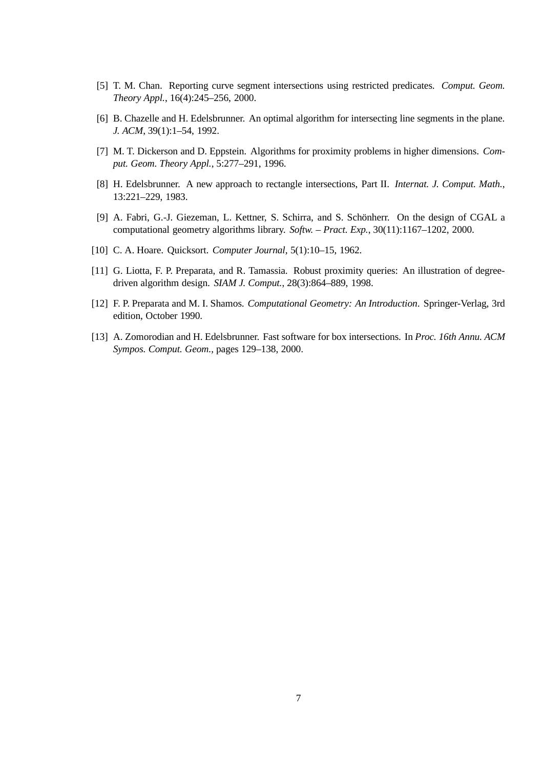[5] T. M. Chan. Reporting curve segment intersections using restricted predicates. *Comput. Geom. Theory Appl.*, 16(4):245–256, 2000.

[6] B. Chazelle and H. Edelsbrunner. An optimal algorithm for intersecting line segments in the plane. *J. ACM*, 39(1):1–54, 1992.

[7] M. T. Dickerson and D. Eppstein. Algorithms for proximity problems in higher dimensions. *Comput. Geom. Theory Appl.*, 5:277–291, 1996.

[8] H. Edelsbrunner. A new approach to rectangle intersections, Part II. *Internat. J. Comput. Math.*, 13:221–229, 1983.

[9] A. Fabri, G.-J. Giezeman, L. Kettner, S. Schirra, and S. Schönherr. On the design of CGAL a computational geometry algorithms library. *Softw. – Pract. Exp.*, 30(11):1167–1202, 2000.

[10] C. A. Hoare. Quicksort. *Computer Journal*, 5(1):10–15, 1962.

[11] G. Liotta, F. P. Preparata, and R. Tamassia. Robust proximity queries: An illustration of degree-driven algorithm design. *SIAM J. Comput.*, 28(3):864–889, 1998.

[12] F. P. Preparata and M. I. Shamos. *Computational Geometry: An Introduction*. Springer-Verlag, 3rd edition, October 1990.

[13] A. Zomorodian and H. Edelsbrunner. Fast software for box intersections. In *Proc. 16th Annu. ACM Sympos. Comput. Geom.*, pages 129–138, 2000.